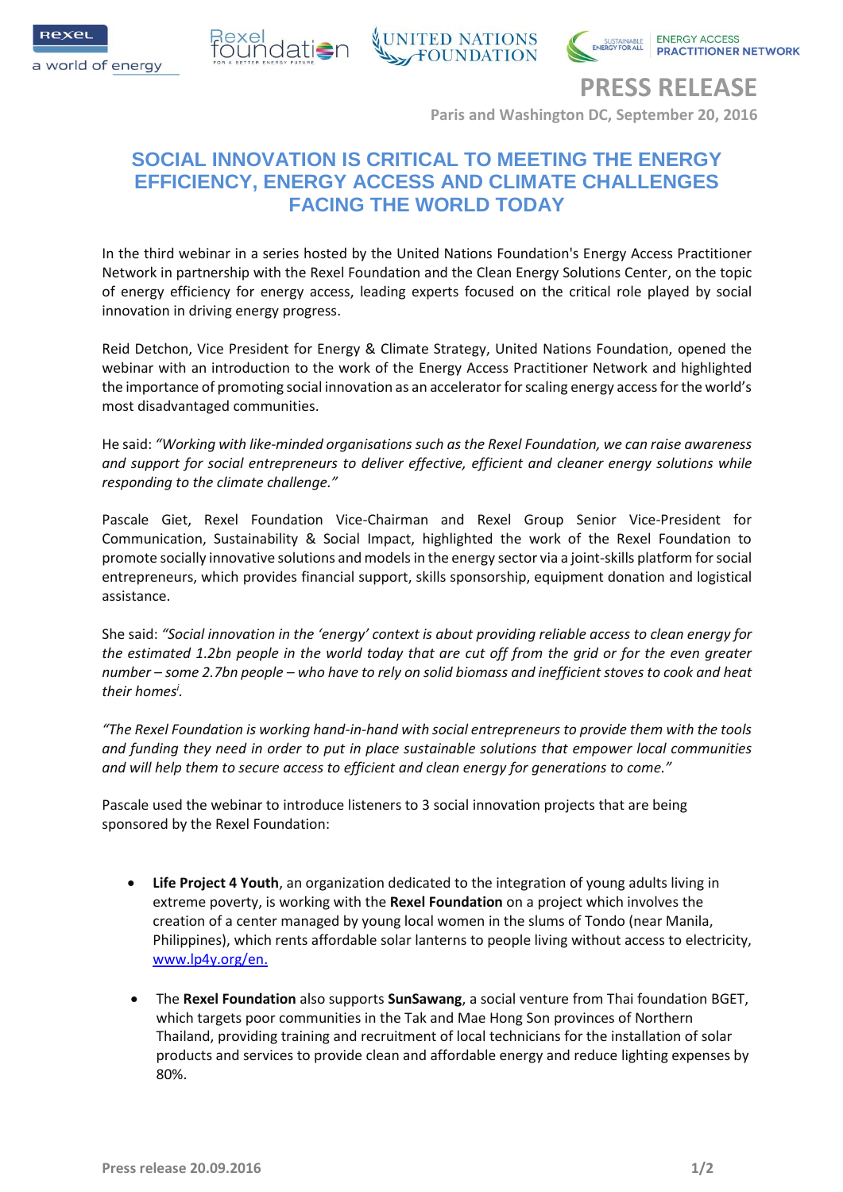# PRESS RELEASE

**Paris and Washington DC, September 20, 2016**

## SOCIAL INNOVATION IS CRITICAL TO MEETING THE ENERGY EFFICIENCY, ENERGY ACCESS AND CLIMATE CHALLENGES FACING THE WORLD TODAY

In the third webinar in a series hosted by the United Nations Foundation's Energy Access Practitioner Network in partnership with the Rexel Foundation and the Clean Energy Solutions Center, on the topic of energy efficiency for energy access, leading experts focused on the critical role played by social innovation in driving energy progress.

Reid Detchon, Vice President for Energy & Climate Strategy, United Nations Foundation, opened the webinar with an introduction to the work of the Energy Access Practitioner Network and highlighted the importance of promoting social innovation as an accelerator for scaling energy access for the world's most disadvantaged communities.

He said: *"Working with like-minded organisations such as the Rexel Foundation, we can raise awareness and support for social entrepreneurs to deliver effective, efficient and cleaner energy solutions while responding to the climate challenge."*

Pascale Giet, Rexel Foundation Vice-Chairman and Rexel Group Senior Vice-President for Communication, Sustainability & Social Impact, highlighted the work of the Rexel Foundation to promote socially innovative solutions and models in the energy sector via a joint-skills platform for social entrepreneurs, which provides financial support, skills sponsorship, equipment donation and logistical assistance.

She said: *"Social innovation in the 'energy' context is about providing reliable access to clean energy for the estimated 1.2bn people in the world today that are cut off from the grid or for the even greater number – some 2.7bn people – who have to rely on solid biomass and inefficient stoves to cook and heat their homes*[i]*.*

*"The Rexel Foundation is working hand-in-hand with social entrepreneurs to provide them with the tools and funding they need in order to put in place sustainable solutions that empower local communities and will help them to secure access to efficient and clean energy for generations to come."*

Pascale used the webinar to introduce listeners to 3 social innovation projects that are being sponsored by the Rexel Foundation:

- **Life Project 4 Youth**, an organization dedicated to the integration of young adults living in extreme poverty, is working with the **Rexel Foundation** on a project which involves the creation of a center managed by young local women in the slums of Tondo (near Manila, Philippines), which rents affordable solar lanterns to people living without access to electricity, www.lp4y.org/en.
- The **Rexel Foundation** also supports **SunSawang**, a social venture from Thai foundation BGET, which targets poor communities in the Tak and Mae Hong Son provinces of Northern Thailand, providing training and recruitment of local technicians for the installation of solar products and services to provide clean and affordable energy and reduce lighting expenses by 80%.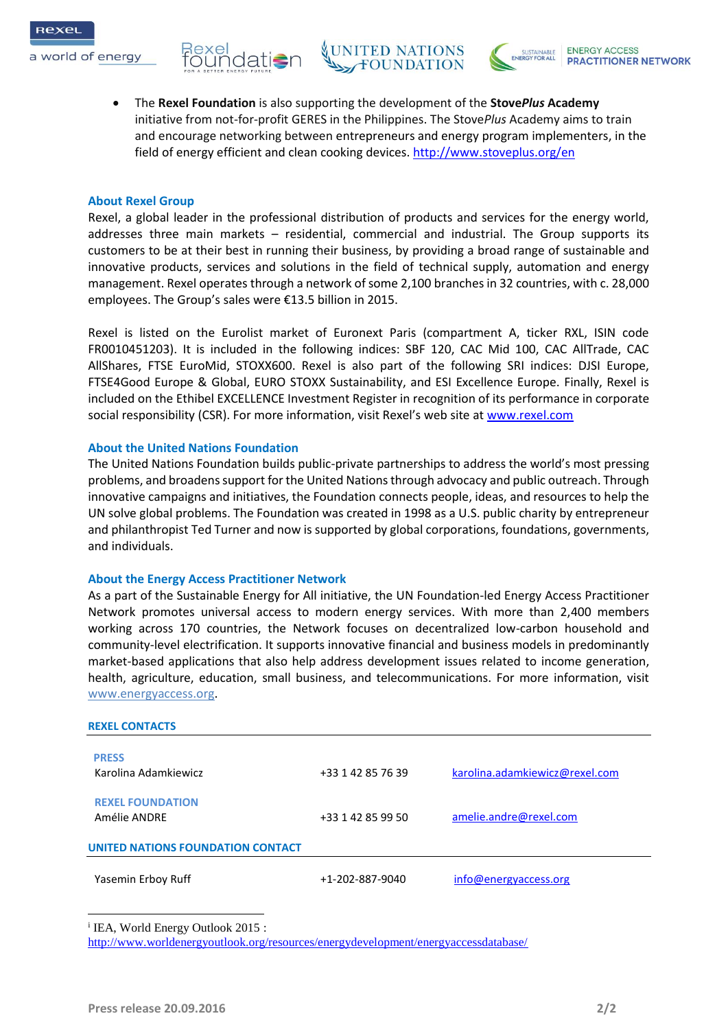- The **Rexel Foundation** is also supporting the development of the **Stove*Plus* Academy** initiative from not-for-profit GERES in the Philippines. The Stove*Plus* Academy aims to train and encourage networking between entrepreneurs and energy program implementers, in the field of energy efficient and clean cooking devices. http://www.stoveplus.org/en

### About Rexel Group

Rexel, a global leader in the professional distribution of products and services for the energy world, addresses three main markets – residential, commercial and industrial. The Group supports its customers to be at their best in running their business, by providing a broad range of sustainable and innovative products, services and solutions in the field of technical supply, automation and energy management. Rexel operates through a network of some 2,100 branches in 32 countries, with c. 28,000 employees. The Group's sales were €13.5 billion in 2015.

Rexel is listed on the Eurolist market of Euronext Paris (compartment A, ticker RXL, ISIN code FR0010451203). It is included in the following indices: SBF 120, CAC Mid 100, CAC AllTrade, CAC AllShares, FTSE EuroMid, STOXX600. Rexel is also part of the following SRI indices: DJSI Europe, FTSE4Good Europe & Global, EURO STOXX Sustainability, and ESI Excellence Europe. Finally, Rexel is included on the Ethibel EXCELLENCE Investment Register in recognition of its performance in corporate social responsibility (CSR). For more information, visit Rexel's web site at www.rexel.com

### About the United Nations Foundation

The United Nations Foundation builds public-private partnerships to address the world's most pressing problems, and broadens support for the United Nations through advocacy and public outreach. Through innovative campaigns and initiatives, the Foundation connects people, ideas, and resources to help the UN solve global problems. The Foundation was created in 1998 as a U.S. public charity by entrepreneur and philanthropist Ted Turner and now is supported by global corporations, foundations, governments, and individuals.

### About the Energy Access Practitioner Network

As a part of the Sustainable Energy for All initiative, the UN Foundation-led Energy Access Practitioner Network promotes universal access to modern energy services. With more than 2,400 members working across 170 countries, the Network focuses on decentralized low-carbon household and community-level electrification. It supports innovative financial and business models in predominantly market-based applications that also help address development issues related to income generation, health, agriculture, education, small business, and telecommunications. For more information, visit www.energyaccess.org.

**REXEL CONTACTS**

| | | |
|---|---|---|
| **PRESS** | | |
| Karolina Adamkiewicz | +33 1 42 85 76 39 | karolina.adamkiewicz@rexel.com |
| **REXEL FOUNDATION** | | |
| Amélie ANDRE | +33 1 42 85 99 50 | amelie.andre@rexel.com |

**UNITED NATIONS FOUNDATION CONTACT**

| | | |
|---|---|---|
| Yasemin Erboy Ruff | +1-202-887-9040 | info@energyaccess.org |

---

[i] IEA, World Energy Outlook 2015 : http://www.worldenergyoutlook.org/resources/energydevelopment/energyaccessdatabase/

Press release 20.09.2016